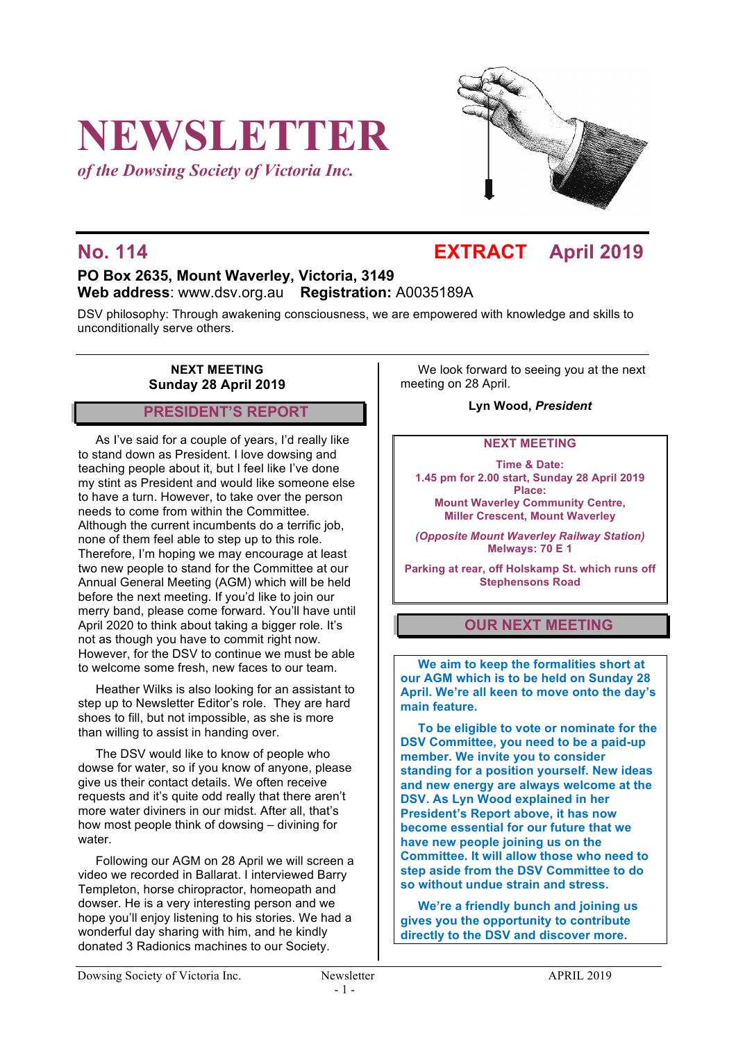# NEWSLETTER

*of the Dowsing Society of Victoria Inc.*

## No. 114 EXTRACT April 2019

**PO Box 2635, Mount Waverley, Victoria, 3149**
**Web address**: www.dsv.org.au **Registration:** A0035189A

DSV philosophy: Through awakening consciousness, we are empowered with knowledge and skills to unconditionally serve others.

**NEXT MEETING**
**Sunday 28 April 2019**

## PRESIDENT'S REPORT

As I've said for a couple of years, I'd really like to stand down as President. I love dowsing and teaching people about it, but I feel like I've done my stint as President and would like someone else to have a turn. However, to take over the person needs to come from within the Committee. Although the current incumbents do a terrific job, none of them feel able to step up to this role. Therefore, I'm hoping we may encourage at least two new people to stand for the Committee at our Annual General Meeting (AGM) which will be held before the next meeting. If you'd like to join our merry band, please come forward. You'll have until April 2020 to think about taking a bigger role. It's not as though you have to commit right now. However, for the DSV to continue we must be able to welcome some fresh, new faces to our team.

Heather Wilks is also looking for an assistant to step up to Newsletter Editor's role. They are hard shoes to fill, but not impossible, as she is more than willing to assist in handing over.

The DSV would like to know of people who dowse for water, so if you know of anyone, please give us their contact details. We often receive requests and it's quite odd really that there aren't more water diviners in our midst. After all, that's how most people think of dowsing – divining for water.

Following our AGM on 28 April we will screen a video we recorded in Ballarat. I interviewed Barry Templeton, horse chiropractor, homeopath and dowser. He is a very interesting person and we hope you'll enjoy listening to his stories. We had a wonderful day sharing with him, and he kindly donated 3 Radionics machines to our Society.

We look forward to seeing you at the next meeting on 28 April.

**Lyn Wood, *President***

**NEXT MEETING**

**Time & Date:**
**1.45 pm for 2.00 start, Sunday 28 April 2019**
**Place:**
**Mount Waverley Community Centre, Miller Crescent, Mount Waverley**

***(Opposite Mount Waverley Railway Station)***
**Melways: 70 E 1**

**Parking at rear, off Holskamp St. which runs off Stephensons Road**

## OUR NEXT MEETING

**We aim to keep the formalities short at our AGM which is to be held on Sunday 28 April. We're all keen to move onto the day's main feature.**

**To be eligible to vote or nominate for the DSV Committee, you need to be a paid-up member. We invite you to consider standing for a position yourself. New ideas and new energy are always welcome at the DSV. As Lyn Wood explained in her President's Report above, it has now become essential for our future that we have new people joining us on the Committee. It will allow those who need to step aside from the DSV Committee to do so without undue strain and stress.**

**We're a friendly bunch and joining us gives you the opportunity to contribute directly to the DSV and discover more.**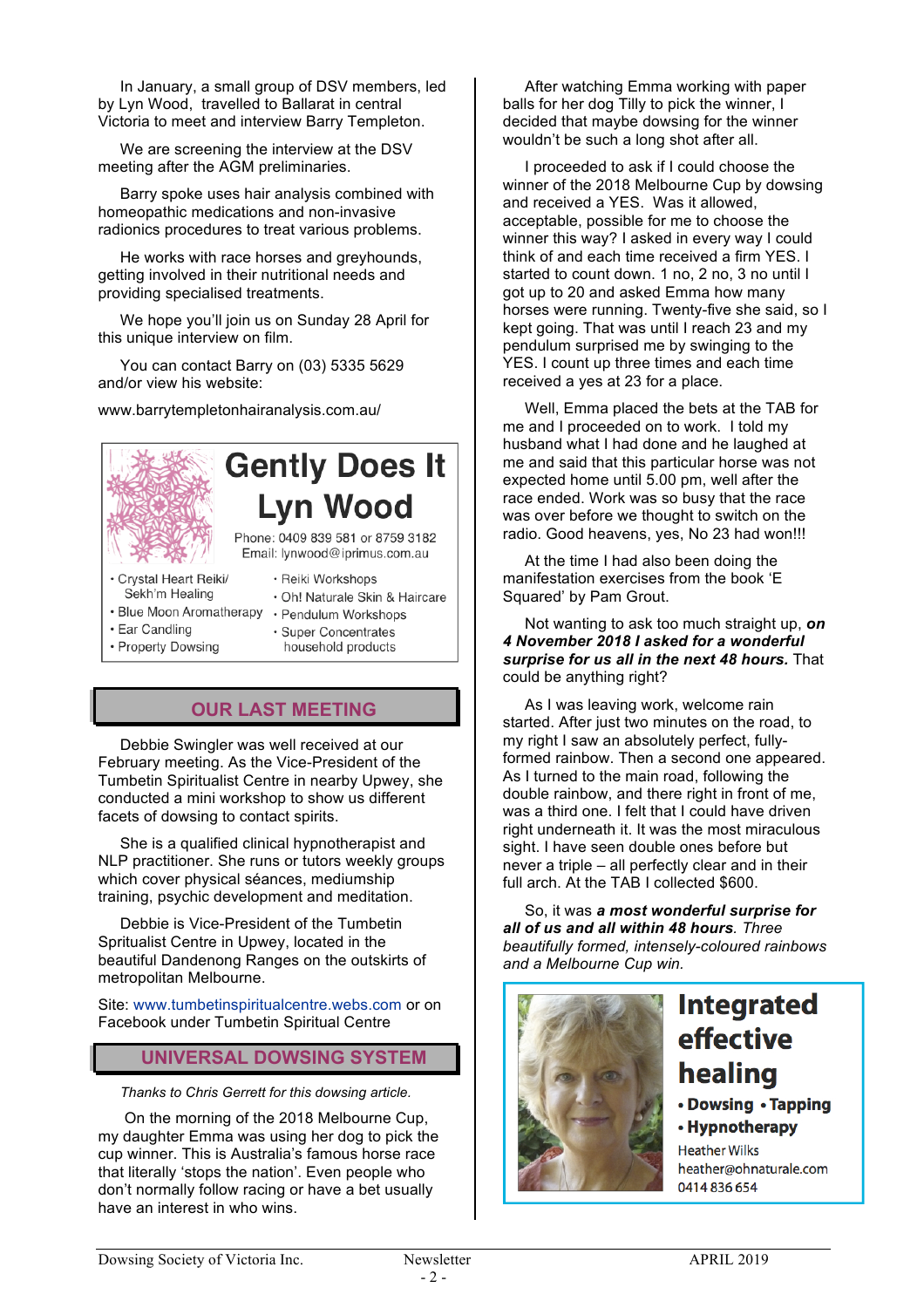In January, a small group of DSV members, led by Lyn Wood, travelled to Ballarat in central Victoria to meet and interview Barry Templeton.

We are screening the interview at the DSV meeting after the AGM preliminaries.

Barry spoke uses hair analysis combined with homeopathic medications and non-invasive radionics procedures to treat various problems.

He works with race horses and greyhounds, getting involved in their nutritional needs and providing specialised treatments.

We hope you'll join us on Sunday 28 April for this unique interview on film.

You can contact Barry on (03) 5335 5629 and/or view his website:

www.barrytempletonhairanalysis.com.au/

**Gently Does It**
**Lyn Wood**

Phone: 0409 839 581 or 8759 3182
Email: lynwood@iprimus.com.au

- Crystal Heart Reiki/ Sekh'm Healing
- Blue Moon Aromatherapy
- Ear Candling
- Property Dowsing
- Reiki Workshops
- Oh! Naturale Skin & Haircare
- Pendulum Workshops
- Super Concentrates household products

## OUR LAST MEETING

Debbie Swingler was well received at our February meeting. As the Vice-President of the Tumbetin Spiritualist Centre in nearby Upwey, she conducted a mini workshop to show us different facets of dowsing to contact spirits.

She is a qualified clinical hypnotherapist and NLP practitioner. She runs or tutors weekly groups which cover physical séances, mediumship training, psychic development and meditation.

Debbie is Vice-President of the Tumbetin Spritualist Centre in Upwey, located in the beautiful Dandenong Ranges on the outskirts of metropolitan Melbourne.

Site: www.tumbetinspiritualcentre.webs.com or on Facebook under Tumbetin Spiritual Centre

## UNIVERSAL DOWSING SYSTEM

*Thanks to Chris Gerrett for this dowsing article.*

On the morning of the 2018 Melbourne Cup, my daughter Emma was using her dog to pick the cup winner. This is Australia's famous horse race that literally 'stops the nation'. Even people who don't normally follow racing or have a bet usually have an interest in who wins.

After watching Emma working with paper balls for her dog Tilly to pick the winner, I decided that maybe dowsing for the winner wouldn't be such a long shot after all.

I proceeded to ask if I could choose the winner of the 2018 Melbourne Cup by dowsing and received a YES. Was it allowed, acceptable, possible for me to choose the winner this way? I asked in every way I could think of and each time received a firm YES. I started to count down. 1 no, 2 no, 3 no until I got up to 20 and asked Emma how many horses were running. Twenty-five she said, so I kept going. That was until I reach 23 and my pendulum surprised me by swinging to the YES. I count up three times and each time received a yes at 23 for a place.

Well, Emma placed the bets at the TAB for me and I proceeded on to work. I told my husband what I had done and he laughed at me and said that this particular horse was not expected home until 5.00 pm, well after the race ended. Work was so busy that the race was over before we thought to switch on the radio. Good heavens, yes, No 23 had won!!!

At the time I had also been doing the manifestation exercises from the book 'E Squared' by Pam Grout.

Not wanting to ask too much straight up, ***on 4 November 2018 I asked for a wonderful surprise for us all in the next 48 hours.*** That could be anything right?

As I was leaving work, welcome rain started. After just two minutes on the road, to my right I saw an absolutely perfect, fully-formed rainbow. Then a second one appeared. As I turned to the main road, following the double rainbow, and there right in front of me, was a third one. I felt that I could have driven right underneath it. It was the most miraculous sight. I have seen double ones before but never a triple – all perfectly clear and in their full arch. At the TAB I collected $600.

So, it was ***a most wonderful surprise for all of us and all within 48 hours****. Three beautifully formed, intensely-coloured rainbows and a Melbourne Cup win.*

**Integrated effective healing**

- **Dowsing**
- **Tapping**
- **Hypnotherapy**

Heather Wilks
heather@ohnaturale.com
0414 836 654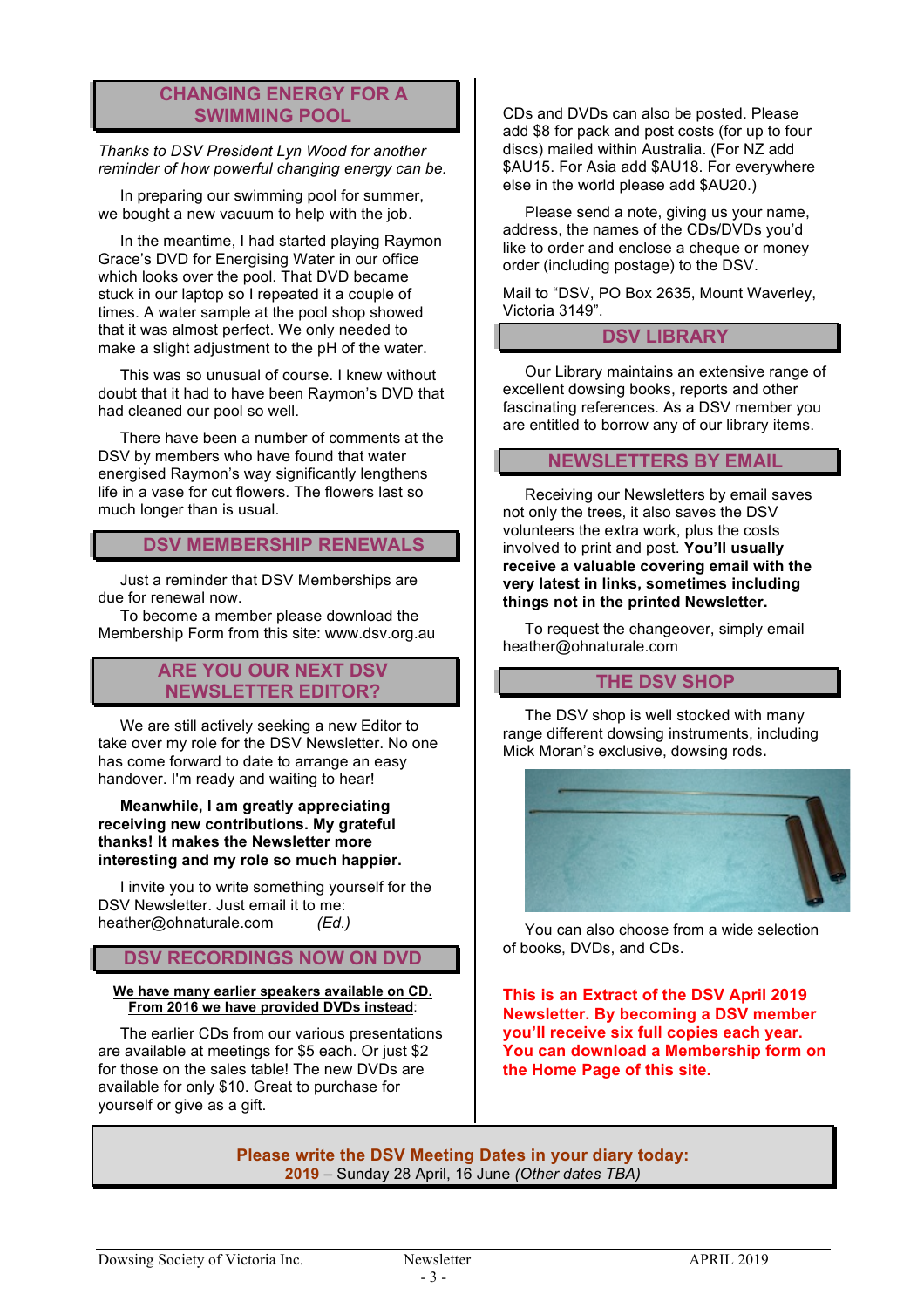## CHANGING ENERGY FOR A SWIMMING POOL

*Thanks to DSV President Lyn Wood for another reminder of how powerful changing energy can be.*

In preparing our swimming pool for summer, we bought a new vacuum to help with the job.

In the meantime, I had started playing Raymon Grace's DVD for Energising Water in our office which looks over the pool. That DVD became stuck in our laptop so I repeated it a couple of times. A water sample at the pool shop showed that it was almost perfect. We only needed to make a slight adjustment to the pH of the water.

This was so unusual of course. I knew without doubt that it had to have been Raymon's DVD that had cleaned our pool so well.

There have been a number of comments at the DSV by members who have found that water energised Raymon's way significantly lengthens life in a vase for cut flowers. The flowers last so much longer than is usual.

## DSV MEMBERSHIP RENEWALS

Just a reminder that DSV Memberships are due for renewal now.

To become a member please download the Membership Form from this site: www.dsv.org.au

## ARE YOU OUR NEXT DSV NEWSLETTER EDITOR?

We are still actively seeking a new Editor to take over my role for the DSV Newsletter. No one has come forward to date to arrange an easy handover. I'm ready and waiting to hear!

**Meanwhile, I am greatly appreciating receiving new contributions. My grateful thanks! It makes the Newsletter more interesting and my role so much happier.**

I invite you to write something yourself for the DSV Newsletter. Just email it to me: heather@ohnaturale.com *(Ed.)*

## DSV RECORDINGS NOW ON DVD

**We have many earlier speakers available on CD. From 2016 we have provided DVDs instead:**

The earlier CDs from our various presentations are available at meetings for $5 each. Or just $2 for those on the sales table! The new DVDs are available for only $10. Great to purchase for yourself or give as a gift.

CDs and DVDs can also be posted. Please add $8 for pack and post costs (for up to four discs) mailed within Australia. (For NZ add $AU15. For Asia add $AU18. For everywhere else in the world please add $AU20.)

Please send a note, giving us your name, address, the names of the CDs/DVDs you'd like to order and enclose a cheque or money order (including postage) to the DSV.

Mail to "DSV, PO Box 2635, Mount Waverley, Victoria 3149".

## DSV LIBRARY

Our Library maintains an extensive range of excellent dowsing books, reports and other fascinating references. As a DSV member you are entitled to borrow any of our library items.

## NEWSLETTERS BY EMAIL

Receiving our Newsletters by email saves not only the trees, it also saves the DSV volunteers the extra work, plus the costs involved to print and post. **You'll usually receive a valuable covering email with the very latest in links, sometimes including things not in the printed Newsletter.**

To request the changeover, simply email heather@ohnaturale.com

## THE DSV SHOP

The DSV shop is well stocked with many range different dowsing instruments, including Mick Moran's exclusive, dowsing rods.

You can also choose from a wide selection of books, DVDs, and CDs.

**This is an Extract of the DSV April 2019 Newsletter. By becoming a DSV member you'll receive six full copies each year. You can download a Membership form on the Home Page of this site.**

**Please write the DSV Meeting Dates in your diary today:**
**2019** – Sunday 28 April, 16 June *(Other dates TBA)*